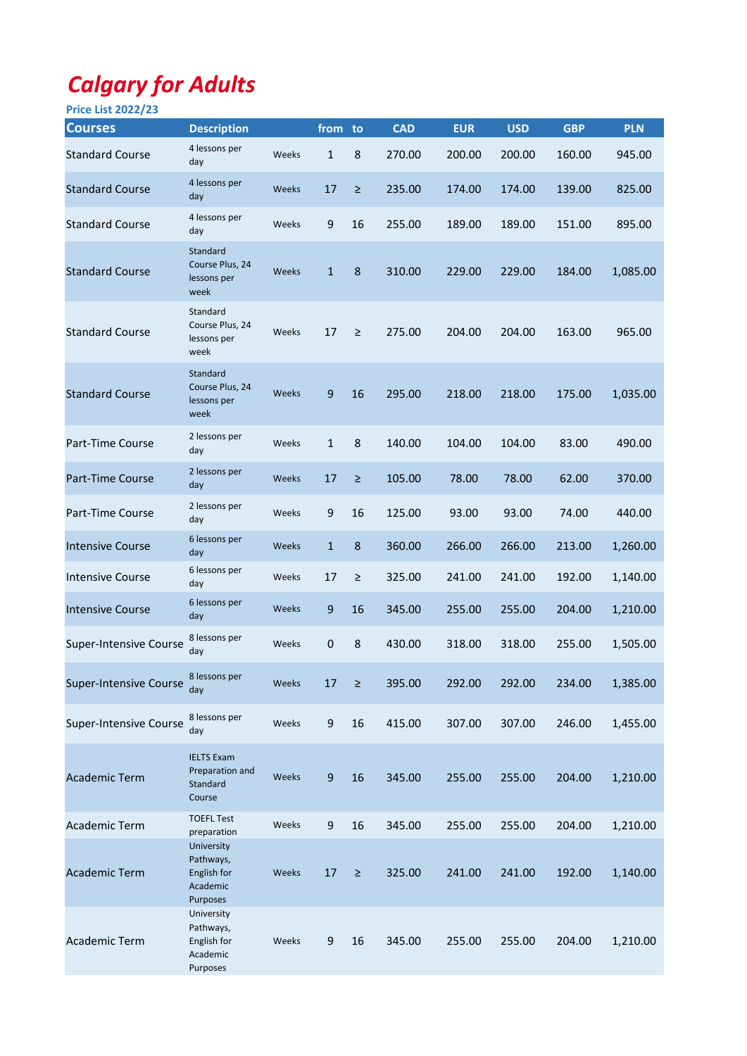# Calgary for Adults

**Price List 2022/23**

| Courses | Description | | from | to | CAD | EUR | USD | GBP | PLN |
|---|---|---|---|---|---|---|---|---|---|
| Standard Course | 4 lessons per day | Weeks | 1 | 8 | 270.00 | 200.00 | 200.00 | 160.00 | 945.00 |
| Standard Course | 4 lessons per day | Weeks | 17 | ≥ | 235.00 | 174.00 | 174.00 | 139.00 | 825.00 |
| Standard Course | 4 lessons per day | Weeks | 9 | 16 | 255.00 | 189.00 | 189.00 | 151.00 | 895.00 |
| Standard Course | Standard Course Plus, 24 lessons per week | Weeks | 1 | 8 | 310.00 | 229.00 | 229.00 | 184.00 | 1,085.00 |
| Standard Course | Standard Course Plus, 24 lessons per week | Weeks | 17 | ≥ | 275.00 | 204.00 | 204.00 | 163.00 | 965.00 |
| Standard Course | Standard Course Plus, 24 lessons per week | Weeks | 9 | 16 | 295.00 | 218.00 | 218.00 | 175.00 | 1,035.00 |
| Part-Time Course | 2 lessons per day | Weeks | 1 | 8 | 140.00 | 104.00 | 104.00 | 83.00 | 490.00 |
| Part-Time Course | 2 lessons per day | Weeks | 17 | ≥ | 105.00 | 78.00 | 78.00 | 62.00 | 370.00 |
| Part-Time Course | 2 lessons per day | Weeks | 9 | 16 | 125.00 | 93.00 | 93.00 | 74.00 | 440.00 |
| Intensive Course | 6 lessons per day | Weeks | 1 | 8 | 360.00 | 266.00 | 266.00 | 213.00 | 1,260.00 |
| Intensive Course | 6 lessons per day | Weeks | 17 | ≥ | 325.00 | 241.00 | 241.00 | 192.00 | 1,140.00 |
| Intensive Course | 6 lessons per day | Weeks | 9 | 16 | 345.00 | 255.00 | 255.00 | 204.00 | 1,210.00 |
| Super-Intensive Course | 8 lessons per day | Weeks | 0 | 8 | 430.00 | 318.00 | 318.00 | 255.00 | 1,505.00 |
| Super-Intensive Course | 8 lessons per day | Weeks | 17 | ≥ | 395.00 | 292.00 | 292.00 | 234.00 | 1,385.00 |
| Super-Intensive Course | 8 lessons per day | Weeks | 9 | 16 | 415.00 | 307.00 | 307.00 | 246.00 | 1,455.00 |
| Academic Term | IELTS Exam Preparation and Standard Course | Weeks | 9 | 16 | 345.00 | 255.00 | 255.00 | 204.00 | 1,210.00 |
| Academic Term | TOEFL Test preparation | Weeks | 9 | 16 | 345.00 | 255.00 | 255.00 | 204.00 | 1,210.00 |
| Academic Term | University Pathways, English for Academic Purposes | Weeks | 17 | ≥ | 325.00 | 241.00 | 241.00 | 192.00 | 1,140.00 |
| Academic Term | University Pathways, English for Academic Purposes | Weeks | 9 | 16 | 345.00 | 255.00 | 255.00 | 204.00 | 1,210.00 |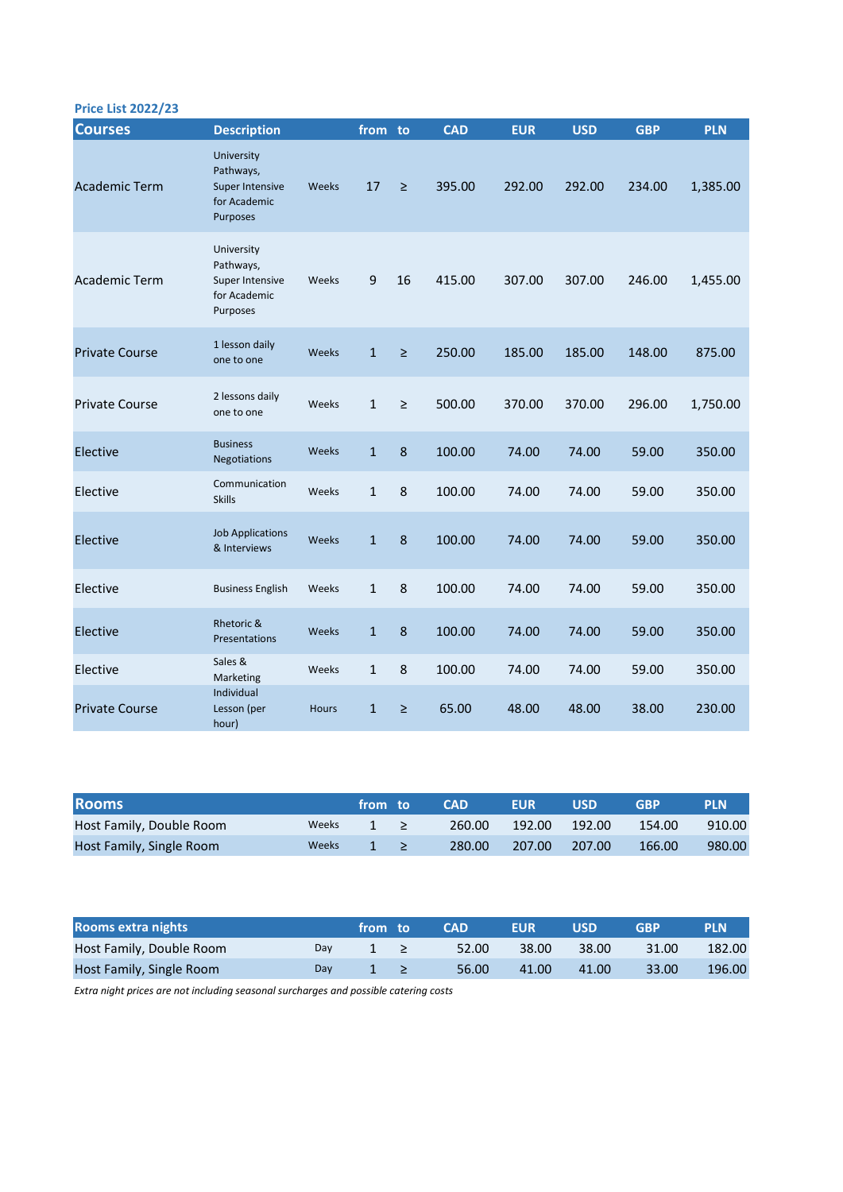**Price List 2022/23**

| Courses | Description | | from | to | CAD | EUR | USD | GBP | PLN |
|---|---|---|---|---|---|---|---|---|---|
| Academic Term | University Pathways, Super Intensive for Academic Purposes | Weeks | 17 | ≥ | 395.00 | 292.00 | 292.00 | 234.00 | 1,385.00 |
| Academic Term | University Pathways, Super Intensive for Academic Purposes | Weeks | 9 | 16 | 415.00 | 307.00 | 307.00 | 246.00 | 1,455.00 |
| Private Course | 1 lesson daily one to one | Weeks | 1 | ≥ | 250.00 | 185.00 | 185.00 | 148.00 | 875.00 |
| Private Course | 2 lessons daily one to one | Weeks | 1 | ≥ | 500.00 | 370.00 | 370.00 | 296.00 | 1,750.00 |
| Elective | Business Negotiations | Weeks | 1 | 8 | 100.00 | 74.00 | 74.00 | 59.00 | 350.00 |
| Elective | Communication Skills | Weeks | 1 | 8 | 100.00 | 74.00 | 74.00 | 59.00 | 350.00 |
| Elective | Job Applications & Interviews | Weeks | 1 | 8 | 100.00 | 74.00 | 74.00 | 59.00 | 350.00 |
| Elective | Business English | Weeks | 1 | 8 | 100.00 | 74.00 | 74.00 | 59.00 | 350.00 |
| Elective | Rhetoric & Presentations | Weeks | 1 | 8 | 100.00 | 74.00 | 74.00 | 59.00 | 350.00 |
| Elective | Sales & Marketing | Weeks | 1 | 8 | 100.00 | 74.00 | 74.00 | 59.00 | 350.00 |
| Private Course | Individual Lesson (per hour) | Hours | 1 | ≥ | 65.00 | 48.00 | 48.00 | 38.00 | 230.00 |

| Rooms | | from | to | CAD | EUR | USD | GBP | PLN |
|---|---|---|---|---|---|---|---|---|
| Host Family, Double Room | Weeks | 1 | ≥ | 260.00 | 192.00 | 192.00 | 154.00 | 910.00 |
| Host Family, Single Room | Weeks | 1 | ≥ | 280.00 | 207.00 | 207.00 | 166.00 | 980.00 |

| Rooms extra nights | | from | to | CAD | EUR | USD | GBP | PLN |
|---|---|---|---|---|---|---|---|---|
| Host Family, Double Room | Day | 1 | ≥ | 52.00 | 38.00 | 38.00 | 31.00 | 182.00 |
| Host Family, Single Room | Day | 1 | ≥ | 56.00 | 41.00 | 41.00 | 33.00 | 196.00 |

*Extra night prices are not including seasonal surcharges and possible catering costs*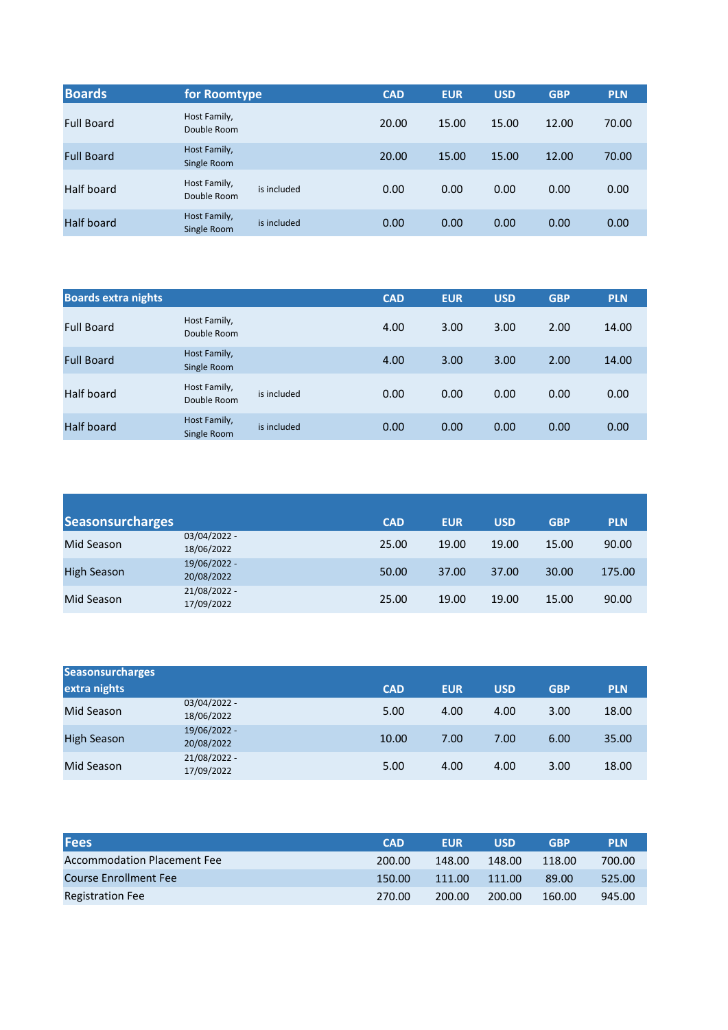| Boards | for Roomtype | | CAD | EUR | USD | GBP | PLN |
|---|---|---|---|---|---|---|---|
| Full Board | Host Family, Double Room | | 20.00 | 15.00 | 15.00 | 12.00 | 70.00 |
| Full Board | Host Family, Single Room | | 20.00 | 15.00 | 15.00 | 12.00 | 70.00 |
| Half board | Host Family, Double Room | is included | 0.00 | 0.00 | 0.00 | 0.00 | 0.00 |
| Half board | Host Family, Single Room | is included | 0.00 | 0.00 | 0.00 | 0.00 | 0.00 |

| Boards extra nights | | | CAD | EUR | USD | GBP | PLN |
|---|---|---|---|---|---|---|---|
| Full Board | Host Family, Double Room | | 4.00 | 3.00 | 3.00 | 2.00 | 14.00 |
| Full Board | Host Family, Single Room | | 4.00 | 3.00 | 3.00 | 2.00 | 14.00 |
| Half board | Host Family, Double Room | is included | 0.00 | 0.00 | 0.00 | 0.00 | 0.00 |
| Half board | Host Family, Single Room | is included | 0.00 | 0.00 | 0.00 | 0.00 | 0.00 |

| Seasonsurcharges | | CAD | EUR | USD | GBP | PLN |
|---|---|---|---|---|---|---|
| Mid Season | 03/04/2022 - 18/06/2022 | 25.00 | 19.00 | 19.00 | 15.00 | 90.00 |
| High Season | 19/06/2022 - 20/08/2022 | 50.00 | 37.00 | 37.00 | 30.00 | 175.00 |
| Mid Season | 21/08/2022 - 17/09/2022 | 25.00 | 19.00 | 19.00 | 15.00 | 90.00 |

| Seasonsurcharges extra nights | | CAD | EUR | USD | GBP | PLN |
|---|---|---|---|---|---|---|
| Mid Season | 03/04/2022 - 18/06/2022 | 5.00 | 4.00 | 4.00 | 3.00 | 18.00 |
| High Season | 19/06/2022 - 20/08/2022 | 10.00 | 7.00 | 7.00 | 6.00 | 35.00 |
| Mid Season | 21/08/2022 - 17/09/2022 | 5.00 | 4.00 | 4.00 | 3.00 | 18.00 |

| Fees | CAD | EUR | USD | GBP | PLN |
|---|---|---|---|---|---|
| Accommodation Placement Fee | 200.00 | 148.00 | 148.00 | 118.00 | 700.00 |
| Course Enrollment Fee | 150.00 | 111.00 | 111.00 | 89.00 | 525.00 |
| Registration Fee | 270.00 | 200.00 | 200.00 | 160.00 | 945.00 |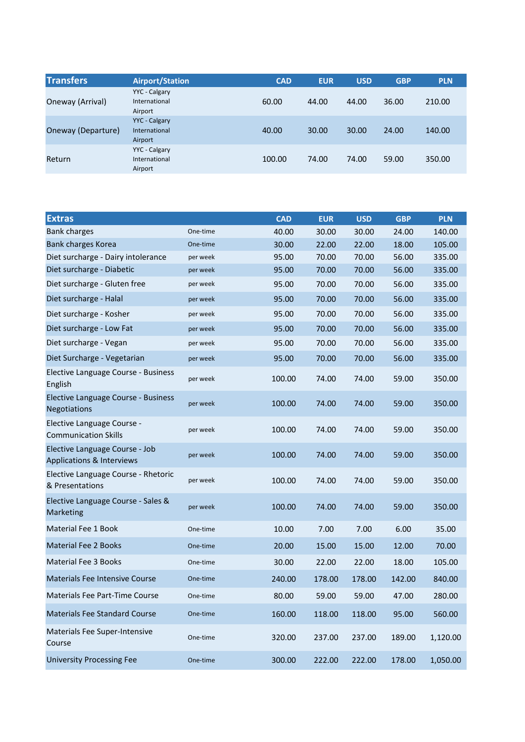| Transfers | Airport/Station | CAD | EUR | USD | GBP | PLN |
|---|---|---|---|---|---|---|
| Oneway (Arrival) | YYC - Calgary International Airport | 60.00 | 44.00 | 44.00 | 36.00 | 210.00 |
| Oneway (Departure) | YYC - Calgary International Airport | 40.00 | 30.00 | 30.00 | 24.00 | 140.00 |
| Return | YYC - Calgary International Airport | 100.00 | 74.00 | 74.00 | 59.00 | 350.00 |

| Extras | | CAD | EUR | USD | GBP | PLN |
|---|---|---|---|---|---|---|
| Bank charges | One-time | 40.00 | 30.00 | 30.00 | 24.00 | 140.00 |
| Bank charges Korea | One-time | 30.00 | 22.00 | 22.00 | 18.00 | 105.00 |
| Diet surcharge - Dairy intolerance | per week | 95.00 | 70.00 | 70.00 | 56.00 | 335.00 |
| Diet surcharge - Diabetic | per week | 95.00 | 70.00 | 70.00 | 56.00 | 335.00 |
| Diet surcharge - Gluten free | per week | 95.00 | 70.00 | 70.00 | 56.00 | 335.00 |
| Diet surcharge - Halal | per week | 95.00 | 70.00 | 70.00 | 56.00 | 335.00 |
| Diet surcharge - Kosher | per week | 95.00 | 70.00 | 70.00 | 56.00 | 335.00 |
| Diet surcharge - Low Fat | per week | 95.00 | 70.00 | 70.00 | 56.00 | 335.00 |
| Diet surcharge - Vegan | per week | 95.00 | 70.00 | 70.00 | 56.00 | 335.00 |
| Diet Surcharge - Vegetarian | per week | 95.00 | 70.00 | 70.00 | 56.00 | 335.00 |
| Elective Language Course - Business English | per week | 100.00 | 74.00 | 74.00 | 59.00 | 350.00 |
| Elective Language Course - Business Negotiations | per week | 100.00 | 74.00 | 74.00 | 59.00 | 350.00 |
| Elective Language Course - Communication Skills | per week | 100.00 | 74.00 | 74.00 | 59.00 | 350.00 |
| Elective Language Course - Job Applications & Interviews | per week | 100.00 | 74.00 | 74.00 | 59.00 | 350.00 |
| Elective Language Course - Rhetoric & Presentations | per week | 100.00 | 74.00 | 74.00 | 59.00 | 350.00 |
| Elective Language Course - Sales & Marketing | per week | 100.00 | 74.00 | 74.00 | 59.00 | 350.00 |
| Material Fee 1 Book | One-time | 10.00 | 7.00 | 7.00 | 6.00 | 35.00 |
| Material Fee 2 Books | One-time | 20.00 | 15.00 | 15.00 | 12.00 | 70.00 |
| Material Fee 3 Books | One-time | 30.00 | 22.00 | 22.00 | 18.00 | 105.00 |
| Materials Fee Intensive Course | One-time | 240.00 | 178.00 | 178.00 | 142.00 | 840.00 |
| Materials Fee Part-Time Course | One-time | 80.00 | 59.00 | 59.00 | 47.00 | 280.00 |
| Materials Fee Standard Course | One-time | 160.00 | 118.00 | 118.00 | 95.00 | 560.00 |
| Materials Fee Super-Intensive Course | One-time | 320.00 | 237.00 | 237.00 | 189.00 | 1,120.00 |
| University Processing Fee | One-time | 300.00 | 222.00 | 222.00 | 178.00 | 1,050.00 |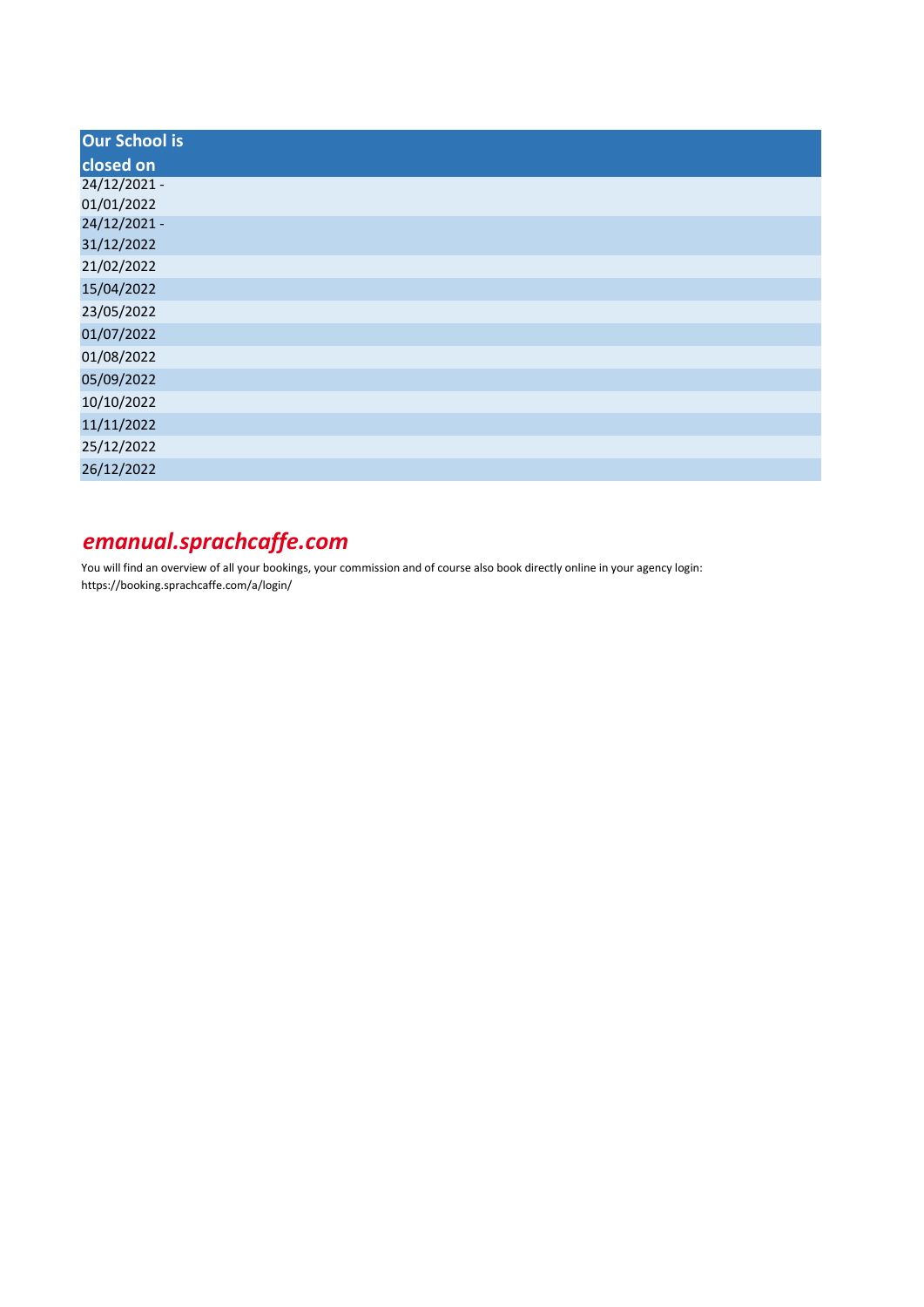| Our School is closed on |
| --- |
| 24/12/2021 - 01/01/2022 |
| 24/12/2021 - 31/12/2022 |
| 21/02/2022 |
| 15/04/2022 |
| 23/05/2022 |
| 01/07/2022 |
| 01/08/2022 |
| 05/09/2022 |
| 10/10/2022 |
| 11/11/2022 |
| 25/12/2022 |
| 26/12/2022 |

## *emanual.sprachcaffe.com*

You will find an overview of all your bookings, your commission and of course also book directly online in your agency login:
https://booking.sprachcaffe.com/a/login/